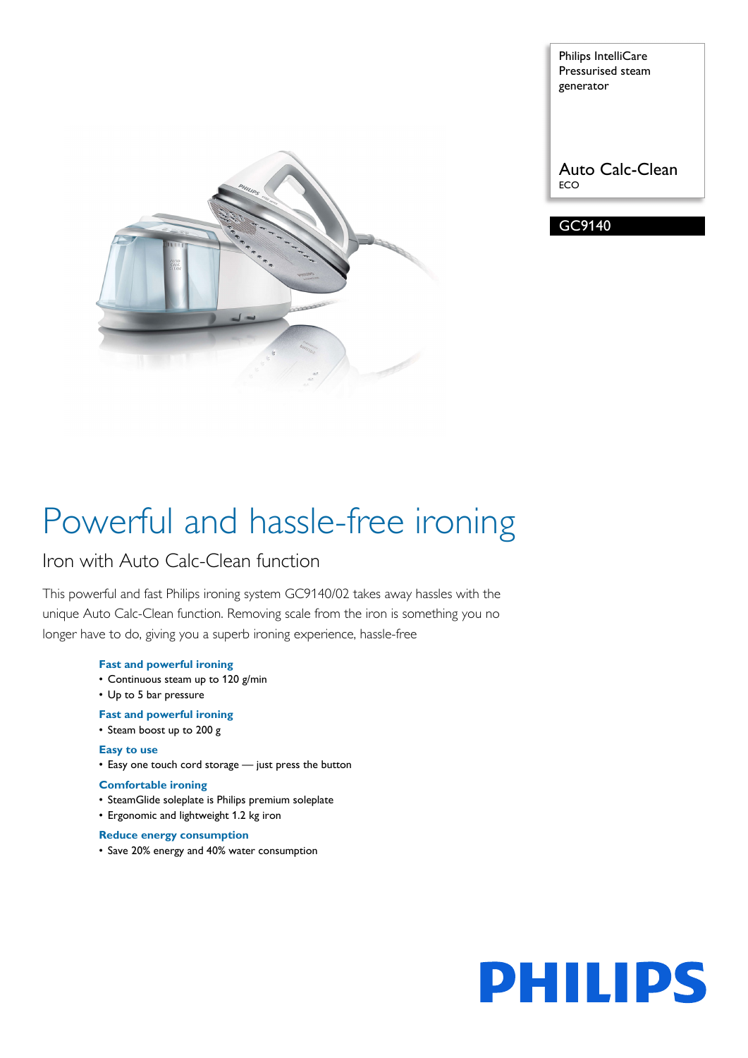Philips IntelliCare Pressurised steam generator

Auto Calc-Clean
ECO

GC9140

# Powerful and hassle-free ironing

## Iron with Auto Calc-Clean function

This powerful and fast Philips ironing system GC9140/02 takes away hassles with the unique Auto Calc-Clean function. Removing scale from the iron is something you no longer have to do, giving you a superb ironing experience, hassle-free

### Fast and powerful ironing

- Continuous steam up to 120 g/min
- Up to 5 bar pressure

### Fast and powerful ironing

- Steam boost up to 200 g

### Easy to use

- Easy one touch cord storage — just press the button

### Comfortable ironing

- SteamGlide soleplate is Philips premium soleplate
- Ergonomic and lightweight 1.2 kg iron

### Reduce energy consumption

- Save 20% energy and 40% water consumption

PHILIPS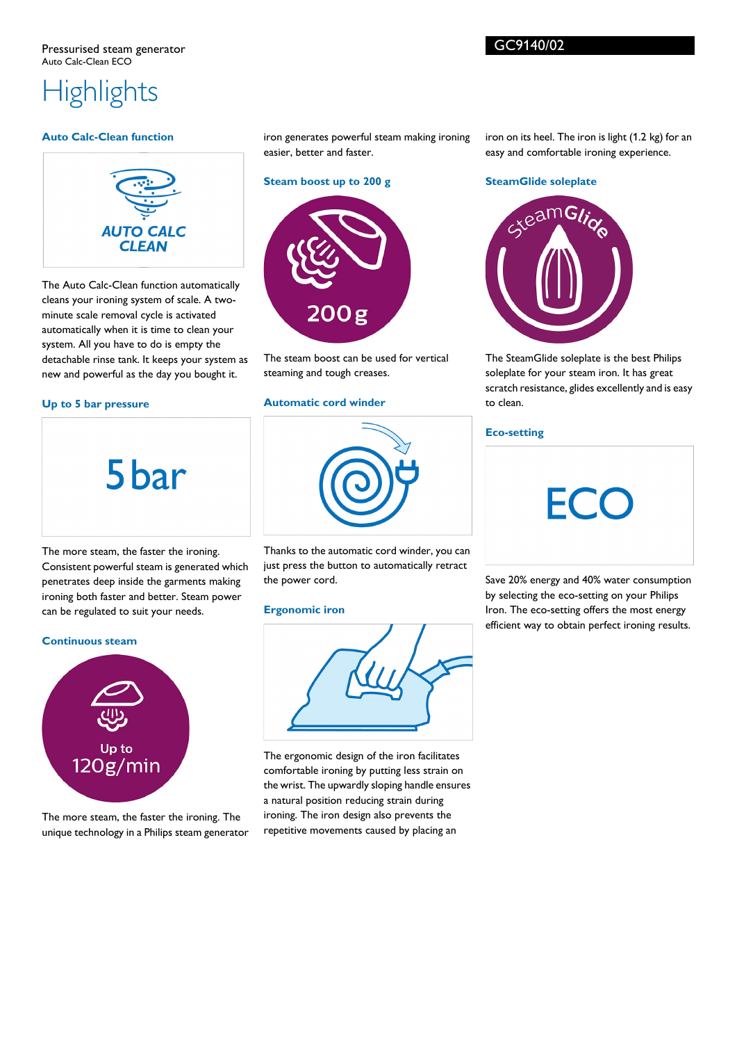Pressurised steam generator
Auto Calc-Clean ECO

GC9140/02

# Highlights

### Auto Calc-Clean function

AUTO CALC CLEAN

The Auto Calc-Clean function automatically cleans your ironing system of scale. A two-minute scale removal cycle is activated automatically when it is time to clean your system. All you have to do is empty the detachable rinse tank. It keeps your system as new and powerful as the day you bought it.

### Up to 5 bar pressure

5 bar

The more steam, the faster the ironing. Consistent powerful steam is generated which penetrates deep inside the garments making ironing both faster and better. Steam power can be regulated to suit your needs.

### Continuous steam

Up to 120g/min

The more steam, the faster the ironing. The unique technology in a Philips steam generator iron generates powerful steam making ironing easier, better and faster.

### Steam boost up to 200 g

200g

The steam boost can be used for vertical steaming and tough creases.

### Automatic cord winder

Thanks to the automatic cord winder, you can just press the button to automatically retract the power cord.

### Ergonomic iron

The ergonomic design of the iron facilitates comfortable ironing by putting less strain on the wrist. The upwardly sloping handle ensures a natural position reducing strain during ironing. The iron design also prevents the repetitive movements caused by placing an iron on its heel. The iron is light (1.2 kg) for an easy and comfortable ironing experience.

### SteamGlide soleplate

SteamGlide

The SteamGlide soleplate is the best Philips soleplate for your steam iron. It has great scratch resistance, glides excellently and is easy to clean.

### Eco-setting

ECO

Save 20% energy and 40% water consumption by selecting the eco-setting on your Philips Iron. The eco-setting offers the most energy efficient way to obtain perfect ironing results.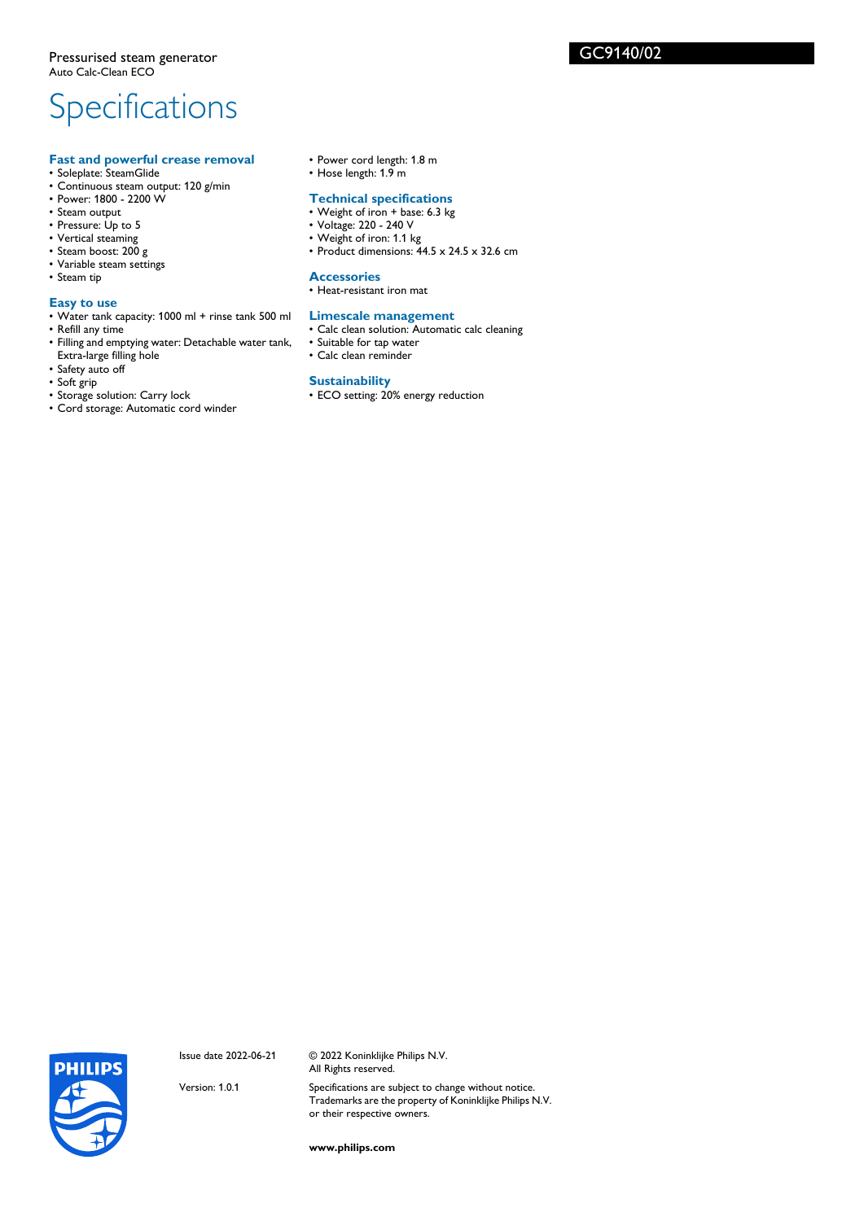Pressurised steam generator
Auto Calc-Clean ECO

GC9140/02

# Specifications

### Fast and powerful crease removal

- Soleplate: SteamGlide
- Continuous steam output: 120 g/min
- Power: 1800 - 2200 W
- Steam output
- Pressure: Up to 5
- Vertical steaming
- Steam boost: 200 g
- Variable steam settings
- Steam tip

### Easy to use

- Water tank capacity: 1000 ml + rinse tank 500 ml
- Refill any time
- Filling and emptying water: Detachable water tank, Extra-large filling hole
- Safety auto off
- Soft grip
- Storage solution: Carry lock
- Cord storage: Automatic cord winder
- Power cord length: 1.8 m
- Hose length: 1.9 m

### Technical specifications

- Weight of iron + base: 6.3 kg
- Voltage: 220 - 240 V
- Weight of iron: 1.1 kg
- Product dimensions: 44.5 x 24.5 x 32.6 cm

### Accessories

- Heat-resistant iron mat

### Limescale management

- Calc clean solution: Automatic calc cleaning
- Suitable for tap water
- Calc clean reminder

### Sustainability

- ECO setting: 20% energy reduction

Issue date 2022-06-21

Version: 1.0.1

© 2022 Koninklijke Philips N.V.
All Rights reserved.

Specifications are subject to change without notice. Trademarks are the property of Koninklijke Philips N.V. or their respective owners.

**www.philips.com**